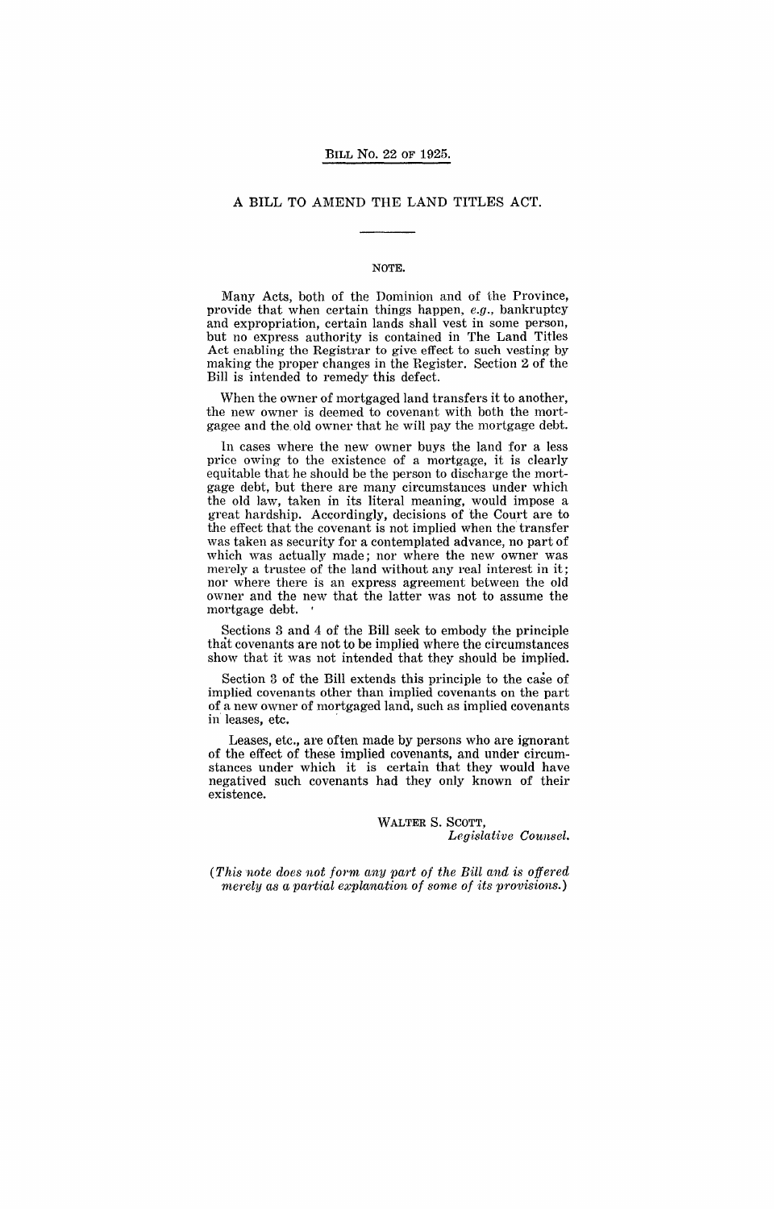BILL No. 22 OF 1925.

# A BILL TO AMEND THE LAND TITLES ACT.

## NOTE.

Many Acts, both of the Dominion and of the Province, provide that when certain things happen, *e.g.*, bankruptcy and expropriation, certain lands shall vest in some person, but no express authority is contained in The Land Titles Act enabling the Registrar to give effect to such vesting by making the proper changes in the Register. Section 2 of the Bill is intended to remedy this defect.

When the owner of mortgaged land transfers it to another, the new owner is deemed to covenant with both the mortgagee and the old owner that he will pay the mortgage debt.

In cases where the new owner buys the land for a less price owing to the existence of a mortgage, it is clearly equitable that he should be the person to discharge the mortgage debt, but there are many circumstances under which the old law, taken in its literal meaning, would impose a great hardship. Accordingly, decisions of the Court are to the effect that the covenant is not implied when the transfer was taken as security for a contemplated advance, no part of which was actually made; nor where the new owner was merely a trustee of the land without any real interest in it; nor where there is an express agreement between the old owner and the new that the latter was not to assume the mortgage debt.

Sections 3 and 4 of the Bill seek to embody the principle that covenants are not to be implied where the circumstances show that it was not intended that they should be implied.

Section 3 of the Bill extends this principle to the case of implied covenants other than implied covenants on the part of a new owner of mortgaged land, such as implied covenants in leases, etc.

Leases, etc., are often made by persons who are ignorant of the effect of these implied covenants, and under circumstances under which it is certain that they would have negatived such covenants had they only known of their existence.

WALTER S. SCOTT,
*Legislative Counsel.*

*(This note does not form any part of the Bill and is offered merely as a partial explanation of some of its provisions.)*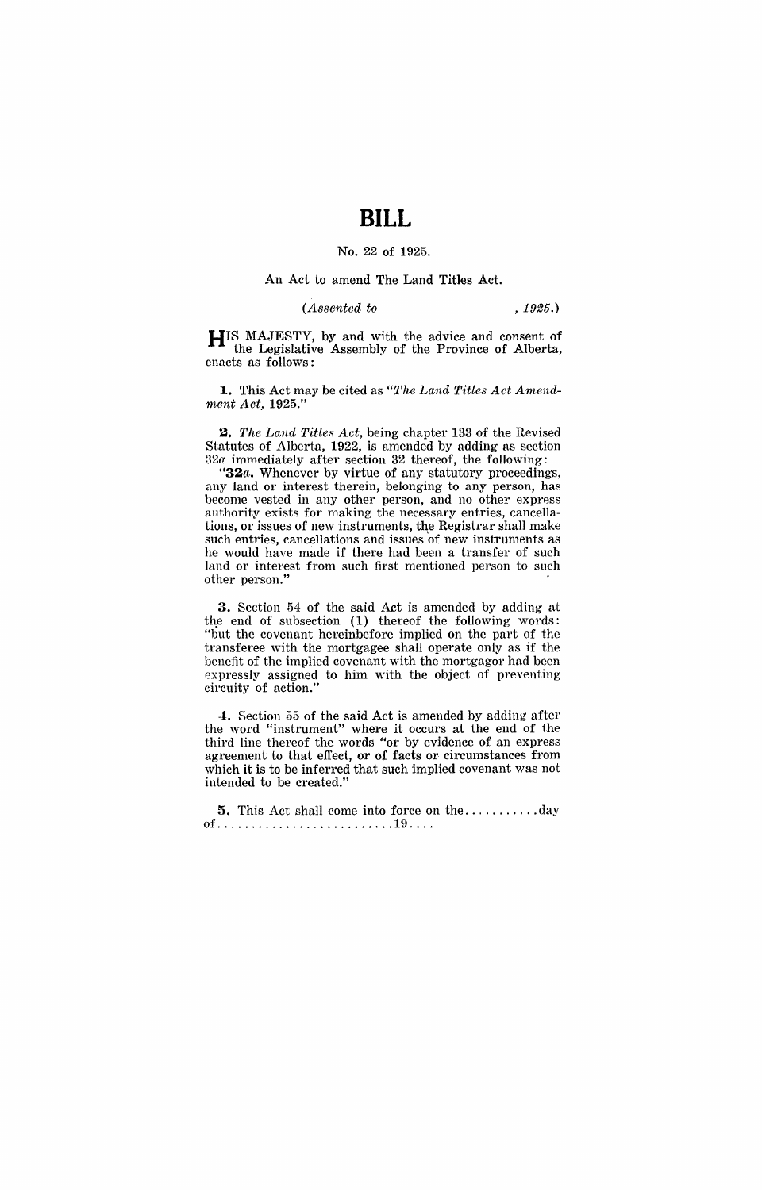# BILL

No. 22 of 1925.

An Act to amend The Land Titles Act.

*(Assented to , 1925.)*

HIS MAJESTY, by and with the advice and consent of the Legislative Assembly of the Province of Alberta, enacts as follows:

**1.** This Act may be cited as *"The Land Titles Act Amendment Act, 1925."*

**2.** *The Land Titles Act,* being chapter 133 of the Revised Statutes of Alberta, 1922, is amended by adding as section 32*a* immediately after section 32 thereof, the following:

"**32*a*.** Whenever by virtue of any statutory proceedings, any land or interest therein, belonging to any person, has become vested in any other person, and no other express authority exists for making the necessary entries, cancellations, or issues of new instruments, the Registrar shall make such entries, cancellations and issues of new instruments as he would have made if there had been a transfer of such land or interest from such first mentioned person to such other person."

**3.** Section 54 of the said Act is amended by adding at the end of subsection (1) thereof the following words: "but the covenant hereinbefore implied on the part of the transferee with the mortgagee shall operate only as if the benefit of the implied covenant with the mortgagor had been expressly assigned to him with the object of preventing circuity of action."

**4.** Section 55 of the said Act is amended by adding after the word "instrument" where it occurs at the end of the third line thereof the words "or by evidence of an express agreement to that effect, or of facts or circumstances from which it is to be inferred that such implied covenant was not intended to be created."

**5.** This Act shall come into force on the..........day of.........................19....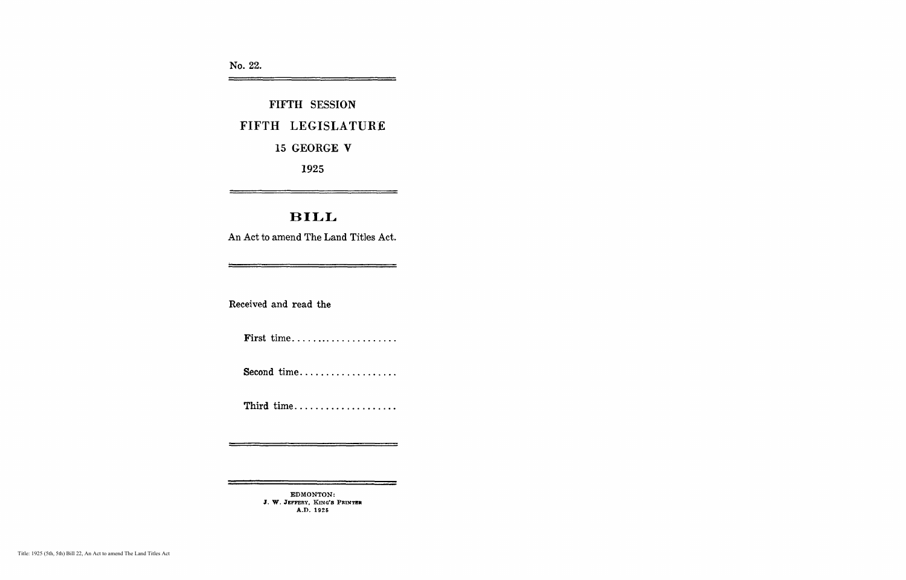No. 22.

FIFTH SESSION

FIFTH LEGISLATURE

15 GEORGE V

1925

# BILL

An Act to amend The Land Titles Act.

Received and read the

**First** time....................

**Second** time..................

**Third** time...................

EDMONTON:
J. W. JEFFERY, KING'S PRINTER
A.D. 1925

Title: 1925 (5th, 5th) Bill 22, An Act to amend The Land Titles Act